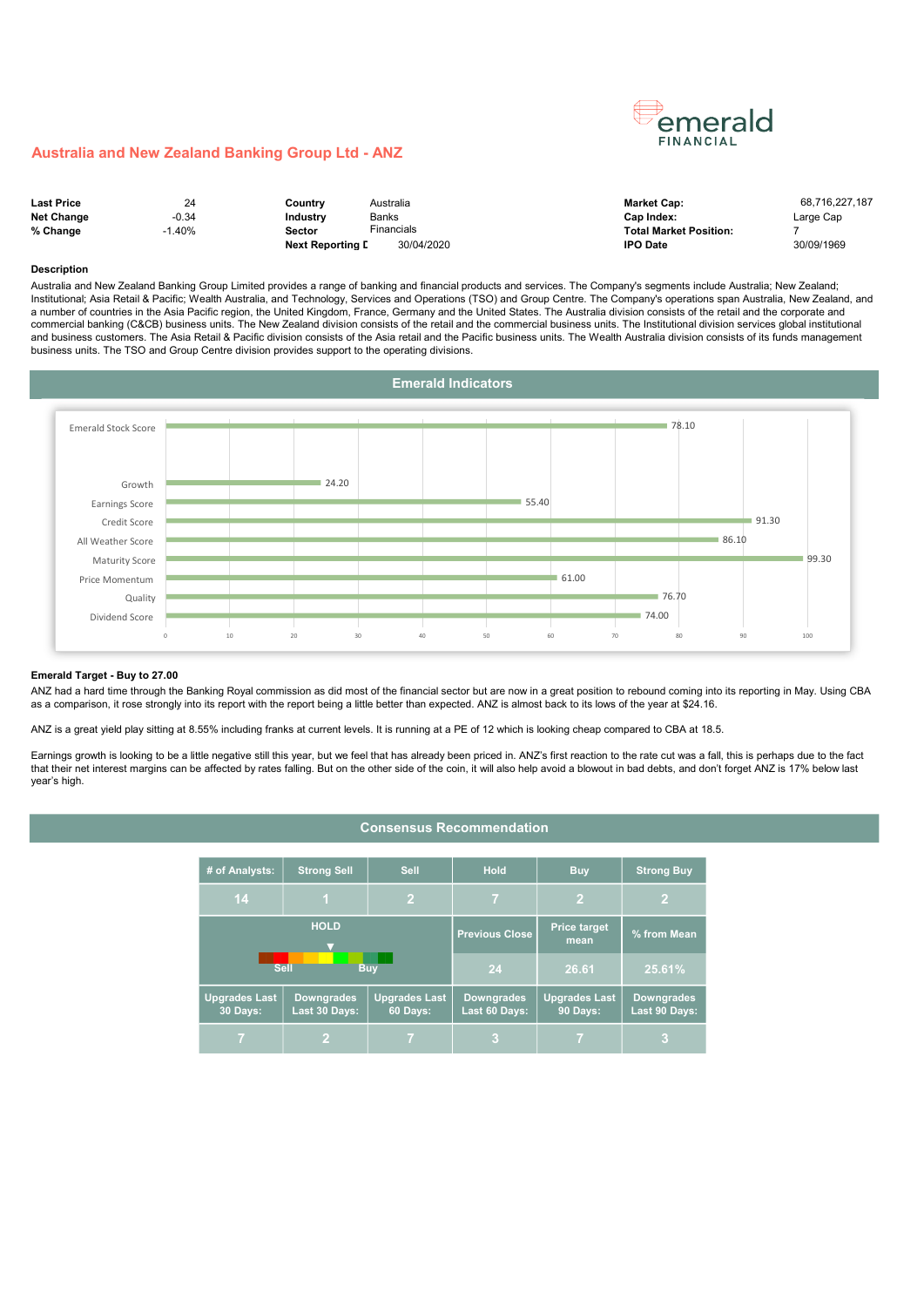emerald FINANCIAL

## Australia and New Zealand Banking Group Ltd - ANZ

| | | | | | |
|---|---|---|---|---|---|
| **Last Price** | 24 | **Country** | Australia | **Market Cap:** | 68,716,227,187 |
| **Net Change** | -0.34 | **Industry** | Banks | **Cap Index:** | Large Cap |
| **% Change** | -1.40% | **Sector** | Financials | **Total Market Position:** | 7 |
| | | **Next Reporting D** | 30/04/2020 | **IPO Date** | 30/09/1969 |

**Description**

Australia and New Zealand Banking Group Limited provides a range of banking and financial products and services. The Company's segments include Australia; New Zealand; Institutional; Asia Retail & Pacific; Wealth Australia, and Technology, Services and Operations (TSO) and Group Centre. The Company's operations span Australia, New Zealand, and a number of countries in the Asia Pacific region, the United Kingdom, France, Germany and the United States. The Australia division consists of the retail and the corporate and commercial banking (C&CB) business units. The New Zealand division consists of the retail and the commercial business units. The Institutional division services global institutional and business customers. The Asia Retail & Pacific division consists of the Asia retail and the Pacific business units. The Wealth Australia division consists of its funds management business units. The TSO and Group Centre division provides support to the operating divisions.

## Emerald Indicators

| Indicator | Score |
|---|---|
| Emerald Stock Score | 78.10 |
| Growth | 24.20 |
| Earnings Score | 55.40 |
| Credit Score | 91.30 |
| All Weather Score | 86.10 |
| Maturity Score | 99.30 |
| Price Momentum | 61.00 |
| Quality | 76.70 |
| Dividend Score | 74.00 |

**Emerald Target - Buy to 27.00**

ANZ had a hard time through the Banking Royal commission as did most of the financial sector but are now in a great position to rebound coming into its reporting in May. Using CBA as a comparison, it rose strongly into its report with the report being a little better than expected. ANZ is almost back to its lows of the year at $24.16.

ANZ is a great yield play sitting at 8.55% including franks at current levels. It is running at a PE of 12 which is looking cheap compared to CBA at 18.5.

Earnings growth is looking to be a little negative still this year, but we feel that has already been priced in. ANZ's first reaction to the rate cut was a fall, this is perhaps due to the fact that their net interest margins can be affected by rates falling. But on the other side of the coin, it will also help avoid a blowout in bad debts, and don't forget ANZ is 17% below last year's high.

## Consensus Recommendation

| # of Analysts: | Strong Sell | Sell | Hold | Buy | Strong Buy |
|---|---|---|---|---|---|
| 14 | 1 | 2 | 7 | 2 | 2 |
| HOLD (Sell – Buy) | | | Previous Close | Price target mean | % from Mean |
| | | | 24 | 26.61 | 25.61% |
| Upgrades Last 30 Days: | Downgrades Last 30 Days: | Upgrades Last 60 Days: | Downgrades Last 60 Days: | Upgrades Last 90 Days: | Downgrades Last 90 Days: |
| 7 | 2 | 7 | 3 | 7 | 3 |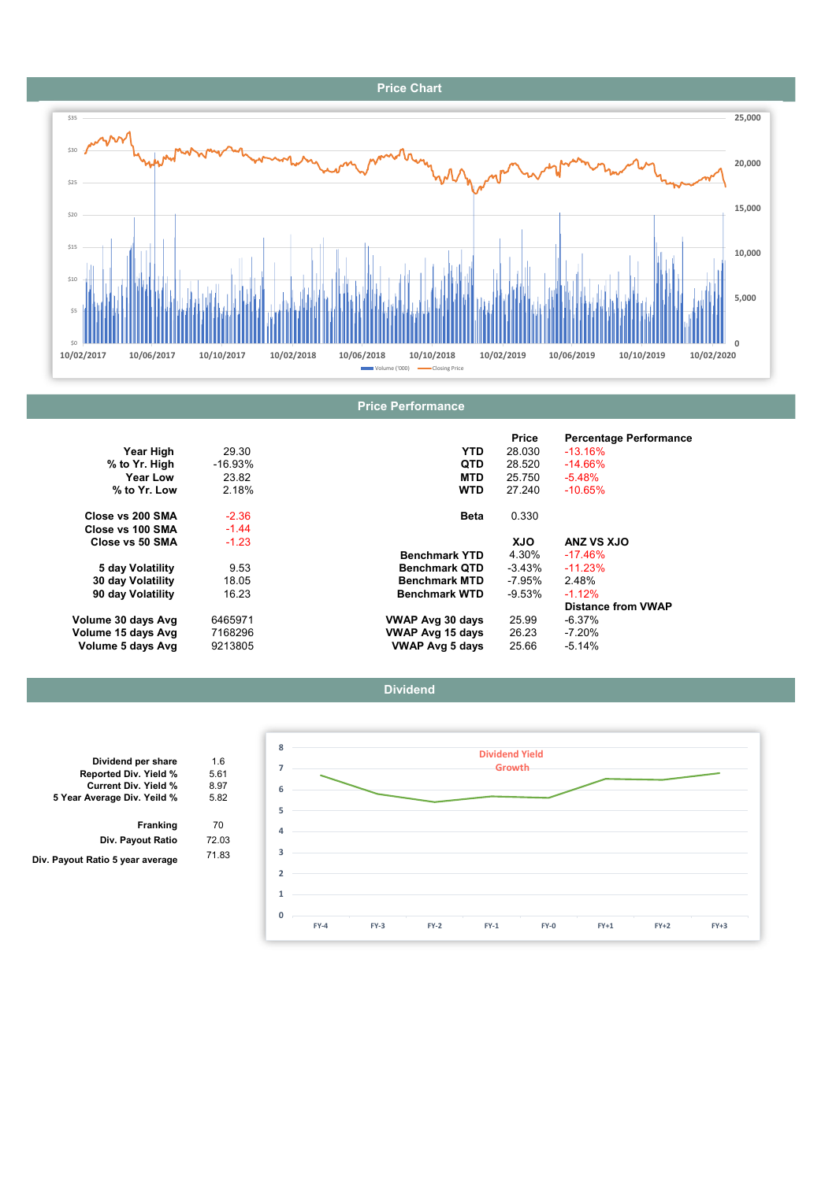## Price Chart

## Price Performance

| | |
|---|---|
| **Year High** | 29.30 |
| **% to Yr. High** | -16.93% |
| **Year Low** | 23.82 |
| **% to Yr. Low** | 2.18% |
| **Close vs 200 SMA** | -2.36 |
| **Close vs 100 SMA** | -1.44 |
| **Close vs 50 SMA** | -1.23 |
| **5 day Volatility** | 9.53 |
| **30 day Volatility** | 18.05 |
| **90 day Volatility** | 16.23 |
| **Volume 30 days Avg** | 6465971 |
| **Volume 15 days Avg** | 7168296 |
| **Volume 5 days Avg** | 9213805 |

| | Price | Percentage Performance |
|---|---|---|
| **YTD** | 28.030 | -13.16% |
| **QTD** | 28.520 | -14.66% |
| **MTD** | 25.750 | -5.48% |
| **WTD** | 27.240 | -10.65% |
| **Beta** | 0.330 | |

| | XJO | ANZ VS XJO |
|---|---|---|
| **Benchmark YTD** | 4.30% | -17.46% |
| **Benchmark QTD** | -3.43% | -11.23% |
| **Benchmark MTD** | -7.95% | 2.48% |
| **Benchmark WTD** | -9.53% | -1.12% |

| | | Distance from VWAP |
|---|---|---|
| **VWAP Avg 30 days** | 25.99 | -6.37% |
| **VWAP Avg 15 days** | 26.23 | -7.20% |
| **VWAP Avg 5 days** | 25.66 | -5.14% |

## Dividend

| | |
|---|---|
| **Dividend per share** | 1.6 |
| **Reported Div. Yield %** | 5.61 |
| **Current Div. Yield %** | 8.97 |
| **5 Year Average Div. Yeild %** | 5.82 |
| **Franking** | 70 |
| **Div. Payout Ratio** | 72.03 |
| **Div. Payout Ratio 5 year average** | 71.83 |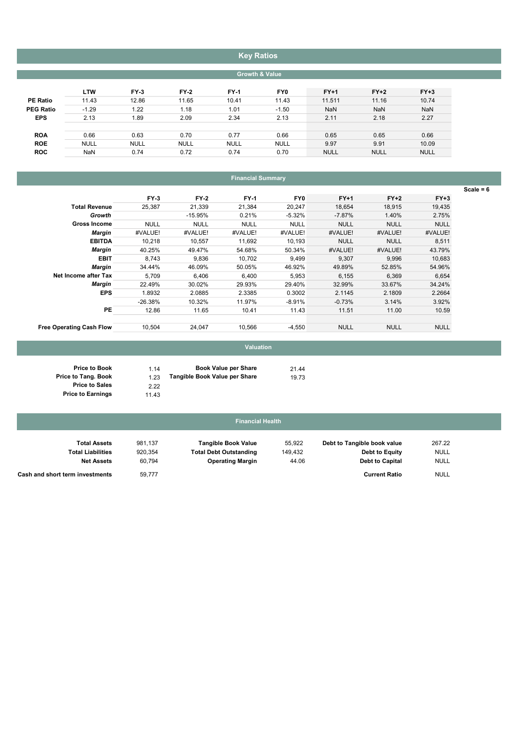# Key Ratios

## Growth & Value

| | LTW | FY-3 | FY-2 | FY-1 | FY0 | FY+1 | FY+2 | FY+3 |
|---|---|---|---|---|---|---|---|---|
| **PE Ratio** | 11.43 | 12.86 | 11.65 | 10.41 | 11.43 | 11.511 | 11.16 | 10.74 |
| **PEG Ratio** | -1.29 | 1.22 | 1.18 | 1.01 | -1.50 | NaN | NaN | NaN |
| **EPS** | 2.13 | 1.89 | 2.09 | 2.34 | 2.13 | 2.11 | 2.18 | 2.27 |
| | | | | | | | | |
| **ROA** | 0.66 | 0.63 | 0.70 | 0.77 | 0.66 | 0.65 | 0.65 | 0.66 |
| **ROE** | NULL | NULL | NULL | NULL | NULL | 9.97 | 9.91 | 10.09 |
| **ROC** | NaN | 0.74 | 0.72 | 0.74 | 0.70 | NULL | NULL | NULL |

## Financial Summary

Scale = 6

| | FY-3 | FY-2 | FY-1 | FY0 | FY+1 | FY+2 | FY+3 |
|---|---|---|---|---|---|---|---|
| **Total Revenue** | 25,387 | 21,339 | 21,384 | 20,247 | 18,654 | 18,915 | 19,435 |
| ***Growth*** | | -15.95% | 0.21% | -5.32% | -7.87% | 1.40% | 2.75% |
| **Gross Income** | NULL | NULL | NULL | NULL | NULL | NULL | NULL |
| ***Margin*** | #VALUE! | #VALUE! | #VALUE! | #VALUE! | #VALUE! | #VALUE! | #VALUE! |
| **EBITDA** | 10,218 | 10,557 | 11,692 | 10,193 | NULL | NULL | 8,511 |
| ***Margin*** | 40.25% | 49.47% | 54.68% | 50.34% | #VALUE! | #VALUE! | 43.79% |
| **EBIT** | 8,743 | 9,836 | 10,702 | 9,499 | 9,307 | 9,996 | 10,683 |
| ***Margin*** | 34.44% | 46.09% | 50.05% | 46.92% | 49.89% | 52.85% | 54.96% |
| **Net Income after Tax** | 5,709 | 6,406 | 6,400 | 5,953 | 6,155 | 6,369 | 6,654 |
| ***Margin*** | 22.49% | 30.02% | 29.93% | 29.40% | 32.99% | 33.67% | 34.24% |
| **EPS** | 1.8932 | 2.0885 | 2.3385 | 0.3002 | 2.1145 | 2.1809 | 2.2664 |
| | -26.38% | 10.32% | 11.97% | -8.91% | -0.73% | 3.14% | 3.92% |
| **PE** | 12.86 | 11.65 | 10.41 | 11.43 | 11.51 | 11.00 | 10.59 |
| | | | | | | | |
| **Free Operating Cash Flow** | 10,504 | 24,047 | 10,566 | -4,550 | NULL | NULL | NULL |

## Valuation

| | | | |
|---|---|---|---|
| **Price to Book** | 1.14 | **Book Value per Share** | 21.44 |
| **Price to Tang. Book** | 1.23 | **Tangible Book Value per Share** | 19.73 |
| **Price to Sales** | 2.22 | | |
| **Price to Earnings** | 11.43 | | |

## Financial Health

| | | | | | |
|---|---|---|---|---|---|
| **Total Assets** | 981,137 | **Tangible Book Value** | 55,922 | **Debt to Tangible book value** | 267.22 |
| **Total Liabilities** | 920,354 | **Total Debt Outstanding** | 149,432 | **Debt to Equity** | NULL |
| **Net Assets** | 60,794 | **Operating Margin** | 44.06 | **Debt to Capital** | NULL |
| **Cash and short term investments** | 59,777 | | | **Current Ratio** | NULL |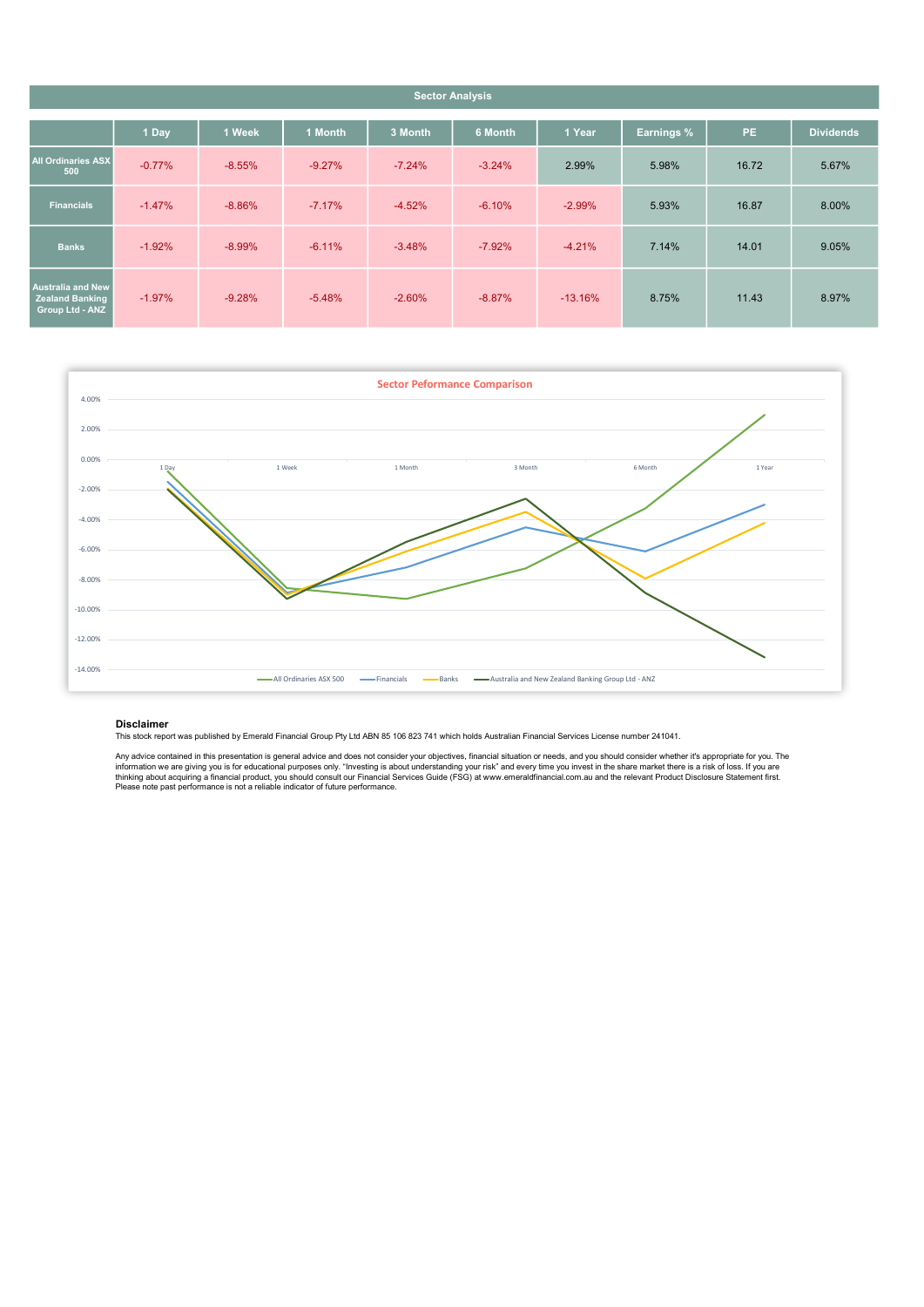| Sector Analysis | | | | | | | | | |
|---|---|---|---|---|---|---|---|---|---|
| | 1 Day | 1 Week | 1 Month | 3 Month | 6 Month | 1 Year | Earnings % | PE | Dividends |
| All Ordinaries ASX 500 | -0.77% | -8.55% | -9.27% | -7.24% | -3.24% | 2.99% | 5.98% | 16.72 | 5.67% |
| Financials | -1.47% | -8.86% | -7.17% | -4.52% | -6.10% | -2.99% | 5.93% | 16.87 | 8.00% |
| Banks | -1.92% | -8.99% | -6.11% | -3.48% | -7.92% | -4.21% | 7.14% | 14.01 | 9.05% |
| Australia and New Zealand Banking Group Ltd - ANZ | -1.97% | -9.28% | -5.48% | -2.60% | -8.87% | -13.16% | 8.75% | 11.43 | 8.97% |

Sector Peformance Comparison

4.00%
2.00%
0.00%
-2.00%
-4.00%
-6.00%
-8.00%
-10.00%
-12.00%
-14.00%

1 Day
1 Week
1 Month
3 Month
6 Month
1 Year

All Ordinaries ASX 500
Financials
Banks
Australia and New Zealand Banking Group Ltd - ANZ

**Disclaimer**

This stock report was published by Emerald Financial Group Pty Ltd ABN 85 106 823 741 which holds Australian Financial Services License number 241041.

Any advice contained in this presentation is general advice and does not consider your objectives, financial situation or needs, and you should consider whether it's appropriate for you. The information we are giving you is for educational purposes only. "Investing is about understanding your risk" and every time you invest in the share market there is a risk of loss. If you are thinking about acquiring a financial product, you should consult our Financial Services Guide (FSG) at www.emeraldfinancial.com.au and the relevant Product Disclosure Statement first. Please note past performance is not a reliable indicator of future performance.